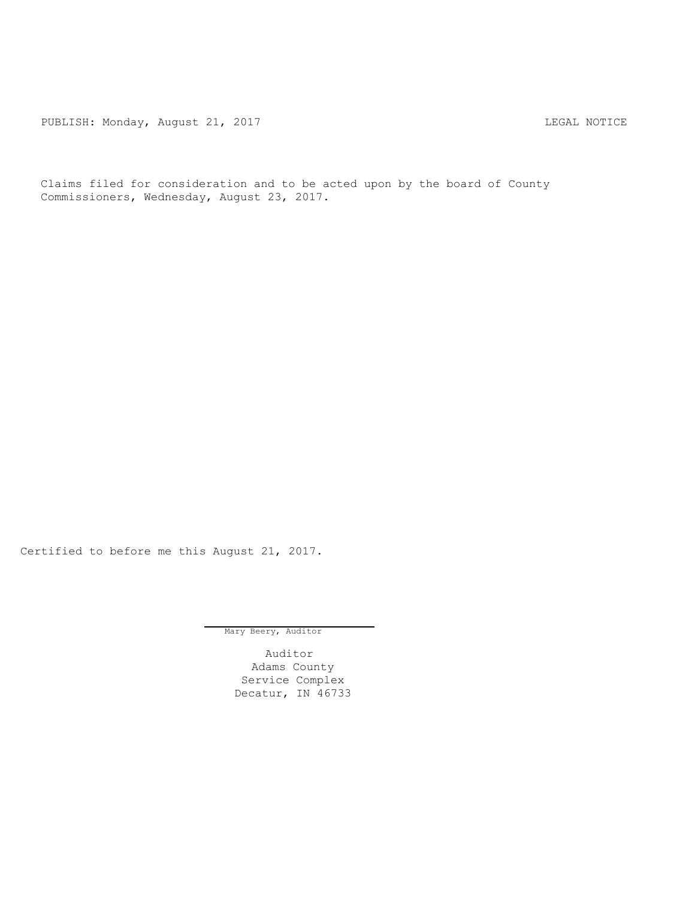PUBLISH: Monday, August 21, 2017 LEGAL NOTICE

Claims filed for consideration and to be acted upon by the board of County Commissioners, Wednesday, August 23, 2017.

Certified to before me this August 21, 2017.

Mary Beery, Auditor

Auditor
Adams County
Service Complex
Decatur, IN 46733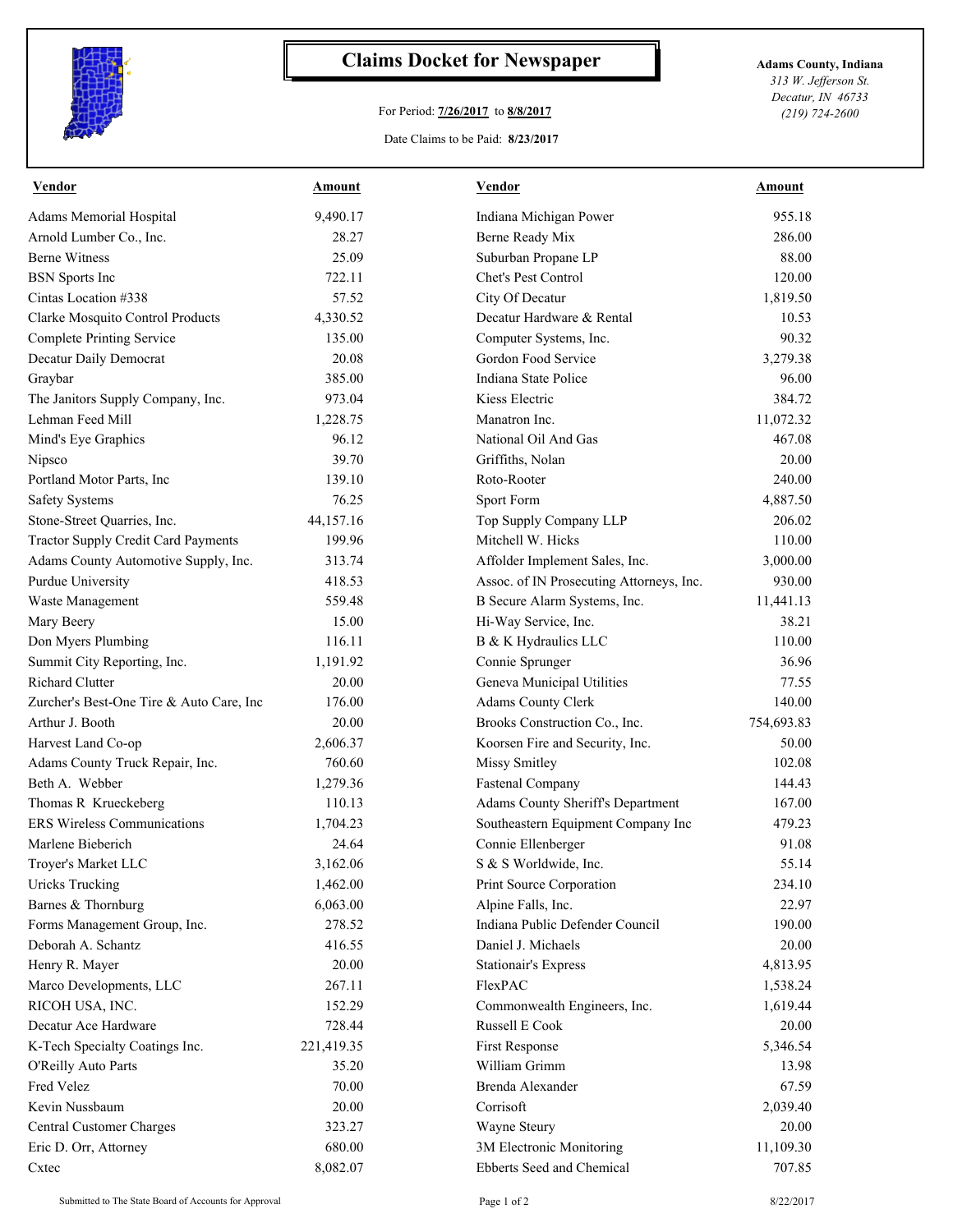# Claims Docket for Newspaper

For Period: **7/26/2017** to **8/8/2017**

Date Claims to be Paid: **8/23/2017**

**Adams County, Indiana**
*313 W. Jefferson St.*
*Decatur, IN 46733*
*(219) 724-2600*

| Vendor | Amount | Vendor | Amount |
|---|---|---|---|
| Adams Memorial Hospital | 9,490.17 | Indiana Michigan Power | 955.18 |
| Arnold Lumber Co., Inc. | 28.27 | Berne Ready Mix | 286.00 |
| Berne Witness | 25.09 | Suburban Propane LP | 88.00 |
| BSN Sports Inc | 722.11 | Chet's Pest Control | 120.00 |
| Cintas Location #338 | 57.52 | City Of Decatur | 1,819.50 |
| Clarke Mosquito Control Products | 4,330.52 | Decatur Hardware & Rental | 10.53 |
| Complete Printing Service | 135.00 | Computer Systems, Inc. | 90.32 |
| Decatur Daily Democrat | 20.08 | Gordon Food Service | 3,279.38 |
| Graybar | 385.00 | Indiana State Police | 96.00 |
| The Janitors Supply Company, Inc. | 973.04 | Kiess Electric | 384.72 |
| Lehman Feed Mill | 1,228.75 | Manatron Inc. | 11,072.32 |
| Mind's Eye Graphics | 96.12 | National Oil And Gas | 467.08 |
| Nipsco | 39.70 | Griffiths, Nolan | 20.00 |
| Portland Motor Parts, Inc | 139.10 | Roto-Rooter | 240.00 |
| Safety Systems | 76.25 | Sport Form | 4,887.50 |
| Stone-Street Quarries, Inc. | 44,157.16 | Top Supply Company LLP | 206.02 |
| Tractor Supply Credit Card Payments | 199.96 | Mitchell W. Hicks | 110.00 |
| Adams County Automotive Supply, Inc. | 313.74 | Affolder Implement Sales, Inc. | 3,000.00 |
| Purdue University | 418.53 | Assoc. of IN Prosecuting Attorneys, Inc. | 930.00 |
| Waste Management | 559.48 | B Secure Alarm Systems, Inc. | 11,441.13 |
| Mary Beery | 15.00 | Hi-Way Service, Inc. | 38.21 |
| Don Myers Plumbing | 116.11 | B & K Hydraulics LLC | 110.00 |
| Summit City Reporting, Inc. | 1,191.92 | Connie Sprunger | 36.96 |
| Richard Clutter | 20.00 | Geneva Municipal Utilities | 77.55 |
| Zurcher's Best-One Tire & Auto Care, Inc | 176.00 | Adams County Clerk | 140.00 |
| Arthur J. Booth | 20.00 | Brooks Construction Co., Inc. | 754,693.83 |
| Harvest Land Co-op | 2,606.37 | Koorsen Fire and Security, Inc. | 50.00 |
| Adams County Truck Repair, Inc. | 760.60 | Missy Smitley | 102.08 |
| Beth A. Webber | 1,279.36 | Fastenal Company | 144.43 |
| Thomas R Krueckeberg | 110.13 | Adams County Sheriff's Department | 167.00 |
| ERS Wireless Communications | 1,704.23 | Southeastern Equipment Company Inc | 479.23 |
| Marlene Bieberich | 24.64 | Connie Ellenberger | 91.08 |
| Troyer's Market LLC | 3,162.06 | S & S Worldwide, Inc. | 55.14 |
| Uricks Trucking | 1,462.00 | Print Source Corporation | 234.10 |
| Barnes & Thornburg | 6,063.00 | Alpine Falls, Inc. | 22.97 |
| Forms Management Group, Inc. | 278.52 | Indiana Public Defender Council | 190.00 |
| Deborah A. Schantz | 416.55 | Daniel J. Michaels | 20.00 |
| Henry R. Mayer | 20.00 | Stationair's Express | 4,813.95 |
| Marco Developments, LLC | 267.11 | FlexPAC | 1,538.24 |
| RICOH USA, INC. | 152.29 | Commonwealth Engineers, Inc. | 1,619.44 |
| Decatur Ace Hardware | 728.44 | Russell E Cook | 20.00 |
| K-Tech Specialty Coatings Inc. | 221,419.35 | First Response | 5,346.54 |
| O'Reilly Auto Parts | 35.20 | William Grimm | 13.98 |
| Fred Velez | 70.00 | Brenda Alexander | 67.59 |
| Kevin Nussbaum | 20.00 | Corrisoft | 2,039.40 |
| Central Customer Charges | 323.27 | Wayne Steury | 20.00 |
| Eric D. Orr, Attorney | 680.00 | 3M Electronic Monitoring | 11,109.30 |
| Cxtec | 8,082.07 | Ebberts Seed and Chemical | 707.85 |

Submitted to The State Board of Accounts for Approval — 8/22/2017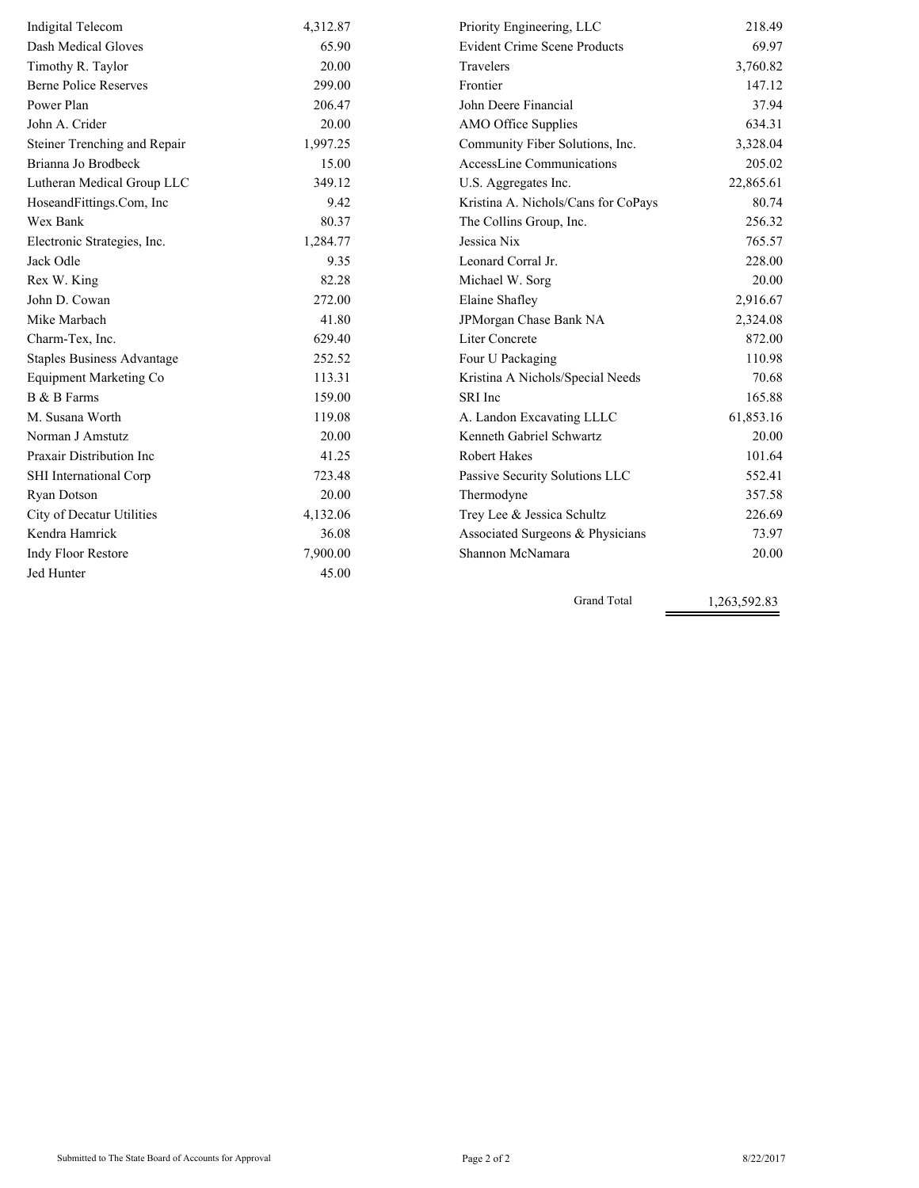| | |
|---|---|
| Indigital Telecom | 4,312.87 |
| Dash Medical Gloves | 65.90 |
| Timothy R. Taylor | 20.00 |
| Berne Police Reserves | 299.00 |
| Power Plan | 206.47 |
| John A. Crider | 20.00 |
| Steiner Trenching and Repair | 1,997.25 |
| Brianna Jo Brodbeck | 15.00 |
| Lutheran Medical Group LLC | 349.12 |
| HoseandFittings.Com, Inc | 9.42 |
| Wex Bank | 80.37 |
| Electronic Strategies, Inc. | 1,284.77 |
| Jack Odle | 9.35 |
| Rex W. King | 82.28 |
| John D. Cowan | 272.00 |
| Mike Marbach | 41.80 |
| Charm-Tex, Inc. | 629.40 |
| Staples Business Advantage | 252.52 |
| Equipment Marketing Co | 113.31 |
| B & B Farms | 159.00 |
| M. Susana Worth | 119.08 |
| Norman J Amstutz | 20.00 |
| Praxair Distribution Inc | 41.25 |
| SHI International Corp | 723.48 |
| Ryan Dotson | 20.00 |
| City of Decatur Utilities | 4,132.06 |
| Kendra Hamrick | 36.08 |
| Indy Floor Restore | 7,900.00 |
| Jed Hunter | 45.00 |
| Priority Engineering, LLC | 218.49 |
| Evident Crime Scene Products | 69.97 |
| Travelers | 3,760.82 |
| Frontier | 147.12 |
| John Deere Financial | 37.94 |
| AMO Office Supplies | 634.31 |
| Community Fiber Solutions, Inc. | 3,328.04 |
| AccessLine Communications | 205.02 |
| U.S. Aggregates Inc. | 22,865.61 |
| Kristina A. Nichols/Cans for CoPays | 80.74 |
| The Collins Group, Inc. | 256.32 |
| Jessica Nix | 765.57 |
| Leonard Corral Jr. | 228.00 |
| Michael W. Sorg | 20.00 |
| Elaine Shafley | 2,916.67 |
| JPMorgan Chase Bank NA | 2,324.08 |
| Liter Concrete | 872.00 |
| Four U Packaging | 110.98 |
| Kristina A Nichols/Special Needs | 70.68 |
| SRI Inc | 165.88 |
| A. Landon Excavating LLLC | 61,853.16 |
| Kenneth Gabriel Schwartz | 20.00 |
| Robert Hakes | 101.64 |
| Passive Security Solutions LLC | 552.41 |
| Thermodyne | 357.58 |
| Trey Lee & Jessica Schultz | 226.69 |
| Associated Surgeons & Physicians | 73.97 |
| Shannon McNamara | 20.00 |
| Grand Total | 1,263,592.83 |

Submitted to The State Board of Accounts for Approval

8/22/2017